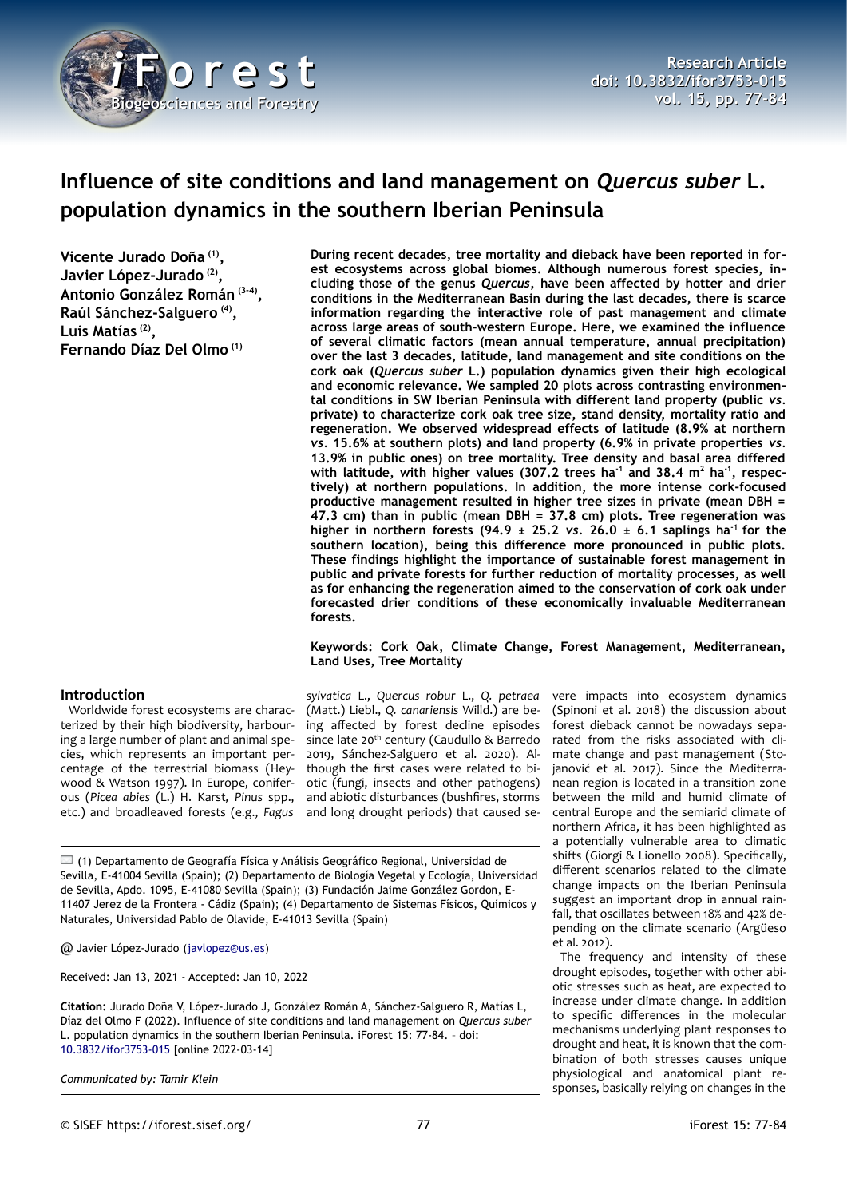# Influence of site conditions and land management on *Quercus suber* L. population dynamics in the southern Iberian Peninsula

**Vicente Jurado Doña [1], Javier López-Jurado [2], Antonio González Román [3-4], Raúl Sánchez-Salguero [4], Luis Matías [2], Fernando Díaz Del Olmo [1]**

**During recent decades, tree mortality and dieback have been reported in forest ecosystems across global biomes. Although numerous forest species, including those of the genus *Quercus*, have been affected by hotter and drier conditions in the Mediterranean Basin during the last decades, there is scarce information regarding the interactive role of past management and climate across large areas of south-western Europe. Here, we examined the influence of several climatic factors (mean annual temperature, annual precipitation) over the last 3 decades, latitude, land management and site conditions on the cork oak (*Quercus suber* L.) population dynamics given their high ecological and economic relevance. We sampled 20 plots across contrasting environmental conditions in SW Iberian Peninsula with different land property (public *vs*. private) to characterize cork oak tree size, stand density, mortality ratio and regeneration. We observed widespread effects of latitude (8.9% at northern *vs*. 15.6% at southern plots) and land property (6.9% in private properties *vs*. 13.9% in public ones) on tree mortality. Tree density and basal area differed with latitude, with higher values (307.2 trees $ha^{-1}$ and 38.4 $m^2$ $ha^{-1}$, respectively) at northern populations. In addition, the more intense cork-focused productive management resulted in higher tree sizes in private (mean DBH = 47.3 cm) than in public (mean DBH = 37.8 cm) plots. Tree regeneration was higher in northern forests (94.9 ± 25.2 *vs*. 26.0 ± 6.1 saplings $ha^{-1}$ for the southern location), being this difference more pronounced in public plots. These findings highlight the importance of sustainable forest management in public and private forests for further reduction of mortality processes, as well as for enhancing the regeneration aimed to the conservation of cork oak under forecasted drier conditions of these economically invaluable Mediterranean forests.**

**Keywords: Cork Oak, Climate Change, Forest Management, Mediterranean, Land Uses, Tree Mortality**

## Introduction

Worldwide forest ecosystems are characterized by their high biodiversity, harbouring a large number of plant and animal species, which represents an important percentage of the terrestrial biomass (Heywood & Watson 1997). In Europe, coniferous (*Picea abies* (L.) H. Karst, *Pinus* spp., etc.) and broadleaved forests (e.g., *Fagus sylvatica* L., *Quercus robur* L., *Q. petraea* (Matt.) Liebl., *Q. canariensis* Willd.) are being affected by forest decline episodes since late 20th century (Caudullo & Barredo 2019, Sánchez-Salguero et al. 2020). Although the first cases were related to biotic (fungi, insects and other pathogens) and abiotic disturbances (bushfires, storms and long drought periods) that caused severe impacts into ecosystem dynamics (Spinoni et al. 2018) the discussion about forest dieback cannot be nowadays separated from the risks associated with climate change and past management (Stojanović et al. 2017). Since the Mediterranean region is located in a transition zone between the mild and humid climate of central Europe and the semiarid climate of northern Africa, it has been highlighted as a potentially vulnerable area to climatic shifts (Giorgi & Lionello 2008). Specifically, different scenarios related to the climate change impacts on the Iberian Peninsula suggest an important drop in annual rainfall, that oscillates between 18% and 42% depending on the climate scenario (Argüeso et al. 2012).

The frequency and intensity of these drought episodes, together with other abiotic stresses such as heat, are expected to increase under climate change. In addition to specific differences in the molecular mechanisms underlying plant responses to drought and heat, it is known that the combination of both stresses causes unique physiological and anatomical plant responses, basically relying on changes in the

(1) Departamento de Geografía Física y Análisis Geográfico Regional, Universidad de Sevilla, E-41004 Sevilla (Spain); (2) Departamento de Biología Vegetal y Ecología, Universidad de Sevilla, Apdo. 1095, E-41080 Sevilla (Spain); (3) Fundación Jaime González Gordon, E-11407 Jerez de la Frontera - Cádiz (Spain); (4) Departamento de Sistemas Físicos, Químicos y Naturales, Universidad Pablo de Olavide, E-41013 Sevilla (Spain)

@ Javier López-Jurado (javlopez@us.es)

Received: Jan 13, 2021 - Accepted: Jan 10, 2022

**Citation:** Jurado Doña V, López-Jurado J, González Román A, Sánchez-Salguero R, Matías L, Díaz del Olmo F (2022). Influence of site conditions and land management on *Quercus suber* L. population dynamics in the southern Iberian Peninsula. iForest 15: 77-84. – doi: 10.3832/ifor3753-015 [online 2022-03-14]

*Communicated by: Tamir Klein*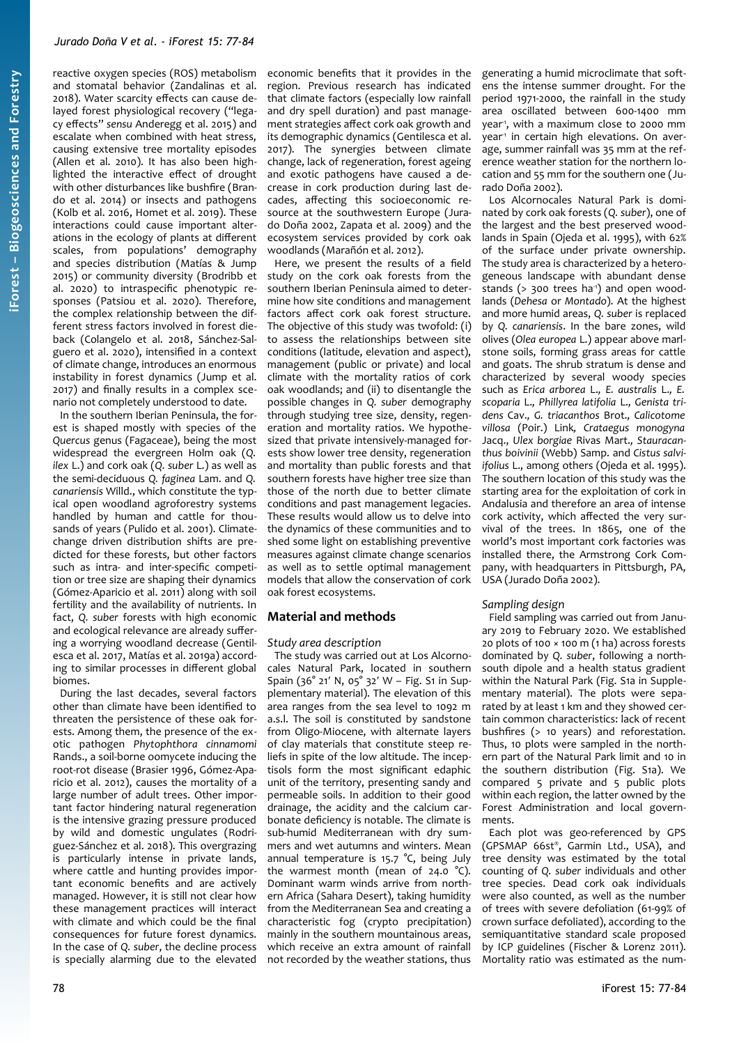reactive oxygen species (ROS) metabolism and stomatal behavior (Zandalinas et al. 2018). Water scarcity effects can cause delayed forest physiological recovery ("legacy effects" *sensu* Anderegg et al. 2015) and escalate when combined with heat stress, causing extensive tree mortality episodes (Allen et al. 2010). It has also been highlighted the interactive effect of drought with other disturbances like bushfire (Brando et al. 2014) or insects and pathogens (Kolb et al. 2016, Homet et al. 2019). These interactions could cause important alterations in the ecology of plants at different scales, from populations' demography and species distribution (Matías & Jump 2015) or community diversity (Brodribb et al. 2020) to intraspecific phenotypic responses (Patsiou et al. 2020). Therefore, the complex relationship between the different stress factors involved in forest dieback (Colangelo et al. 2018, Sánchez-Salguero et al. 2020), intensified in a context of climate change, introduces an enormous instability in forest dynamics (Jump et al. 2017) and finally results in a complex scenario not completely understood to date.

In the southern Iberian Peninsula, the forest is shaped mostly with species of the *Quercus* genus (Fagaceae), being the most widespread the evergreen Holm oak (*Q. ilex* L.) and cork oak (*Q. suber* L.) as well as the semi-deciduous *Q. faginea* Lam. and *Q. canariensis* Willd., which constitute the typical open woodland agroforestry systems handled by human and cattle for thousands of years (Pulido et al. 2001). Climate-change driven distribution shifts are predicted for these forests, but other factors such as intra- and inter-specific competition or tree size are shaping their dynamics (Gómez-Aparicio et al. 2011) along with soil fertility and the availability of nutrients. In fact, *Q. suber* forests with high economic and ecological relevance are already suffering a worrying woodland decrease (Gentilesca et al. 2017, Matías et al. 2019a) according to similar processes in different global biomes.

During the last decades, several factors other than climate have been identified to threaten the persistence of these oak forests. Among them, the presence of the exotic pathogen *Phytophthora cinnamomi* Rands., a soil-borne oomycete inducing the root-rot disease (Brasier 1996, Gómez-Aparicio et al. 2012), causes the mortality of a large number of adult trees. Other important factor hindering natural regeneration is the intensive grazing pressure produced by wild and domestic ungulates (Rodriguez-Sánchez et al. 2018). This overgrazing is particularly intense in private lands, where cattle and hunting provides important economic benefits and are actively managed. However, it is still not clear how these management practices will interact with climate and which could be the final consequences for future forest dynamics. In the case of *Q. suber*, the decline process is specially alarming due to the elevated economic benefits that it provides in the region. Previous research has indicated that climate factors (especially low rainfall and dry spell duration) and past management strategies affect cork oak growth and its demographic dynamics (Gentilesca et al. 2017). The synergies between climate change, lack of regeneration, forest ageing and exotic pathogens have caused a decrease in cork production during last decades, affecting this socioeconomic resource at the southwestern Europe (Jurado Doña 2002, Zapata et al. 2009) and the ecosystem services provided by cork oak woodlands (Marañón et al. 2012).

Here, we present the results of a field study on the cork oak forests from the southern Iberian Peninsula aimed to determine how site conditions and management factors affect cork oak forest structure. The objective of this study was twofold: (i) to assess the relationships between site conditions (latitude, elevation and aspect), management (public or private) and local climate with the mortality ratios of cork oak woodlands; and (ii) to disentangle the possible changes in *Q. suber* demography through studying tree size, density, regeneration and mortality ratios. We hypothesized that private intensively-managed forests show lower tree density, regeneration and mortality than public forests and that southern forests have higher tree size than those of the north due to better climate conditions and past management legacies. These results would allow us to delve into the dynamics of these communities and to shed some light on establishing preventive measures against climate change scenarios as well as to settle optimal management models that allow the conservation of cork oak forest ecosystems.

## Material and methods

### *Study area description*

The study was carried out at Los Alcornocales Natural Park, located in southern Spain (36° 21′ N, 05° 32′ W – Fig. S1 in Supplementary material). The elevation of this area ranges from the sea level to 1092 m a.s.l. The soil is constituted by sandstone from Oligo-Miocene, with alternate layers of clay materials that constitute steep reliefs in spite of the low altitude. The inceptisols form the most significant edaphic unit of the territory, presenting sandy and permeable soils. In addition to their good drainage, the acidity and the calcium carbonate deficiency is notable. The climate is sub-humid Mediterranean with dry summers and wet autumns and winters. Mean annual temperature is 15.7 °C, being July the warmest month (mean of 24.0 °C). Dominant warm winds arrive from northern Africa (Sahara Desert), taking humidity from the Mediterranean Sea and creating a characteristic fog (crypto precipitation) mainly in the southern mountainous areas, which receive an extra amount of rainfall not recorded by the weather stations, thus generating a humid microclimate that softens the intense summer drought. For the period 1971-2000, the rainfall in the study area oscillated between 600-1400 mm year$^{-1}$, with a maximum close to 2000 mm year$^{-1}$ in certain high elevations. On average, summer rainfall was 35 mm at the reference weather station for the northern location and 55 mm for the southern one (Jurado Doña 2002).

Los Alcornocales Natural Park is dominated by cork oak forests (*Q. suber*), one of the largest and the best preserved woodlands in Spain (Ojeda et al. 1995), with 62% of the surface under private ownership. The study area is characterized by a heterogeneous landscape with abundant dense stands (> 300 trees ha$^{-1}$) and open woodlands (*Dehesa* or *Montado*). At the highest and more humid areas, *Q. suber* is replaced by *Q. canariensis*. In the bare zones, wild olives (*Olea europea* L.) appear above marlstone soils, forming grass areas for cattle and goats. The shrub stratum is dense and characterized by several woody species such as *Erica arborea* L., *E. australis* L., *E. scoparia* L., *Phillyrea latifolia* L., *Genista tridens* Cav., *G. triacanthos* Brot., *Calicotome villosa* (Poir.) Link, *Crataegus monogyna* Jacq., *Ulex borgiae* Rivas Mart., *Stauracanthus boivinii* (Webb) Samp. and *Cistus salvifolius* L., among others (Ojeda et al. 1995). The southern location of this study was the starting area for the exploitation of cork in Andalusia and therefore an area of intense cork activity, which affected the very survival of the trees. In 1865, one of the world's most important cork factories was installed there, the Armstrong Cork Company, with headquarters in Pittsburgh, PA, USA (Jurado Doña 2002).

### *Sampling design*

Field sampling was carried out from January 2019 to February 2020. We established 20 plots of 100 × 100 m (1 ha) across forests dominated by *Q. suber*, following a north-south dipole and a health status gradient within the Natural Park (Fig. S1a in Supplementary material). The plots were separated by at least 1 km and they showed certain common characteristics: lack of recent bushfires (> 10 years) and reforestation. Thus, 10 plots were sampled in the northern part of the Natural Park limit and 10 in the southern distribution (Fig. S1a). We compared 5 private and 5 public plots within each region, the latter owned by the Forest Administration and local governments.

Each plot was geo-referenced by GPS (GPSMAP 66st®, Garmin Ltd., USA), and tree density was estimated by the total counting of *Q. suber* individuals and other tree species. Dead cork oak individuals were also counted, as well as the number of trees with severe defoliation (61-99% of crown surface defoliated), according to the semiquantitative standard scale proposed by ICP guidelines (Fischer & Lorenz 2011). Mortality ratio was estimated as the num-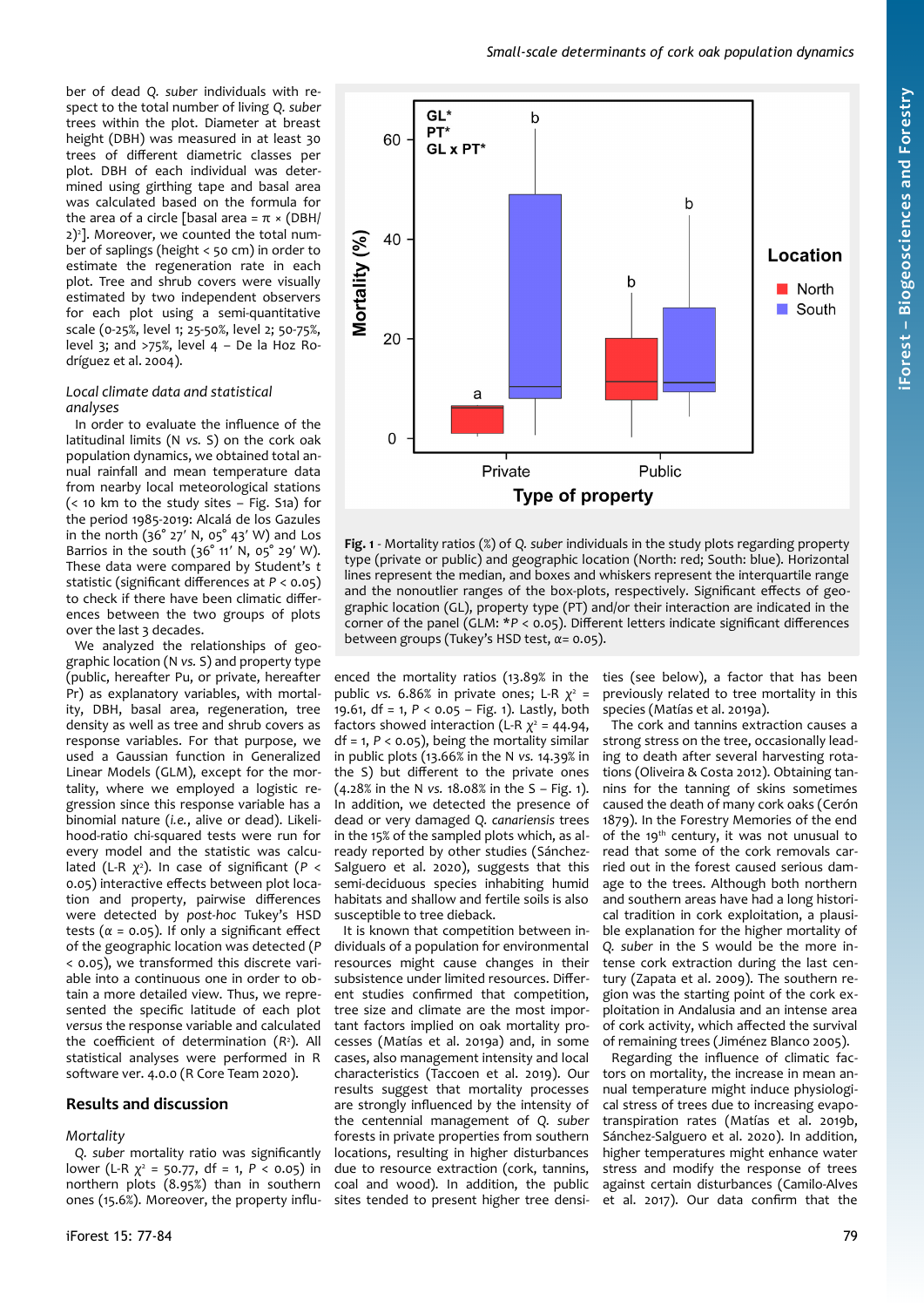ber of dead *Q. suber* individuals with respect to the total number of living *Q. suber* trees within the plot. Diameter at breast height (DBH) was measured in at least 30 trees of different diametric classes per plot. DBH of each individual was determined using girthing tape and basal area was calculated based on the formula for the area of a circle [basal area = π × (DBH/2)²]. Moreover, we counted the total number of saplings (height < 50 cm) in order to estimate the regeneration rate in each plot. Tree and shrub covers were visually estimated by two independent observers for each plot using a semi-quantitative scale (0-25%, level 1; 25-50%, level 2; 50-75%, level 3; and >75%, level 4 – De la Hoz Rodríguez et al. 2004).

### Local climate data and statistical analyses

In order to evaluate the influence of the latitudinal limits (N *vs.* S) on the cork oak population dynamics, we obtained total annual rainfall and mean temperature data from nearby local meteorological stations (< 10 km to the study sites – Fig. S1a) for the period 1985-2019: Alcalá de los Gazules in the north (36° 27′ N, 05° 43′ W) and Los Barrios in the south (36° 11′ N, 05° 29′ W). These data were compared by Student's *t* statistic (significant differences at $P < 0.05$) to check if there have been climatic differences between the two groups of plots over the last 3 decades.

We analyzed the relationships of geographical location (N *vs.* S) and property type (public, hereafter Pu, or private, hereafter Pr) as explanatory variables, with mortality, DBH, basal area, regeneration, tree density as well as tree and shrub covers as response variables. For that purpose, we used a Gaussian function in Generalized Linear Models (GLM), except for the mortality, where we employed a logistic regression since this response variable has a binomial nature (*i.e.*, alive or dead). Likelihood-ratio chi-squared tests were run for every model and the statistic was calculated (L-R $\chi^2$). In case of significant ($P < 0.05$) interactive effects between plot location and property, pairwise differences were detected by *post-hoc* Tukey's HSD tests ($\alpha = 0.05$). If only a significant effect of the geographic location was detected ($P < 0.05$), we transformed this discrete variable into a continuous one in order to obtain a more detailed view. Thus, we represented the specific latitude of each plot *versus* the response variable and calculated the coefficient of determination ($R^2$). All statistical analyses were performed in R software ver. 4.0.0 (R Core Team 2020).

## Results and discussion

### Mortality

*Q. suber* mortality ratio was significantly lower (L-R $\chi^2 = 50.77$, df = 1, $P < 0.05$) in northern plots (8.95%) than in southern ones (15.6%). Moreover, the property influenced the mortality ratios (13.89% in the public *vs.* 6.86% in private ones; L-R $\chi^2 = 19.61$, df = 1, $P < 0.05$ – Fig. 1). Lastly, both factors showed interaction (L-R $\chi^2 = 44.94$, df = 1, $P < 0.05$), being the mortality similar in public plots (13.66% in the N *vs.* 14.39% in the S) but different to the private ones (4.28% in the N *vs.* 18.08% in the S – Fig. 1). In addition, we detected the presence of dead or very damaged *Q. canariensis* trees in the 15% of the sampled plots which, as already reported by other studies (Sánchez-Salguero et al. 2020), suggests that this semi-deciduous species inhabiting humid habitats and shallow and fertile soils is also susceptible to tree dieback.

**Fig. 1** - Mortality ratios (%) of *Q. suber* individuals in the study plots regarding property type (private or public) and geographic location (North: red; South: blue). Horizontal lines represent the median, and boxes and whiskers represent the interquartile range and the nonoutlier ranges of the box-plots, respectively. Significant effects of geographic location (GL), property type (PT) and/or their interaction are indicated in the corner of the panel (GLM: *$P < 0.05$). Different letters indicate significant differences between groups (Tukey's HSD test, $\alpha = 0.05$).

It is known that competition between individuals of a population for environmental resources might cause changes in their subsistence under limited resources. Different studies confirmed that competition, tree size and climate are the most important factors implied on oak mortality processes (Matías et al. 2019a) and, in some cases, also management intensity and local characteristics (Taccoen et al. 2019). Our results suggest that mortality processes are strongly influenced by the intensity of the centennial management of *Q. suber* forests in private properties from southern locations, resulting in higher disturbances due to resource extraction (cork, tannins, coal and wood). In addition, the public sites tended to present higher tree densities (see below), a factor that has been previously related to tree mortality in this species (Matías et al. 2019a).

The cork and tannins extraction causes a strong stress on the tree, occasionally leading to death after several harvesting rotations (Oliveira & Costa 2012). Obtaining tannins for the tanning of skins sometimes caused the death of many cork oaks (Cerón 1879). In the Forestry Memories of the end of the 19th century, it was not unusual to read that some of the cork removals carried out in the forest caused serious damage to the trees. Although both northern and southern areas have had a long historical tradition in cork exploitation, a plausible explanation for the higher mortality of *Q. suber* in the S would be the more intense cork extraction during the last century (Zapata et al. 2009). The southern region was the starting point of the cork exploitation in Andalusia and an intense area of cork activity, which affected the survival of remaining trees (Jiménez Blanco 2005).

Regarding the influence of climatic factors on mortality, the increase in mean annual temperature might induce physiological stress of trees due to increasing evapotranspiration rates (Matías et al. 2019b, Sánchez-Salguero et al. 2020). In addition, higher temperatures might enhance water stress and modify the response of trees against certain disturbances (Camilo-Alves et al. 2017). Our data confirm that the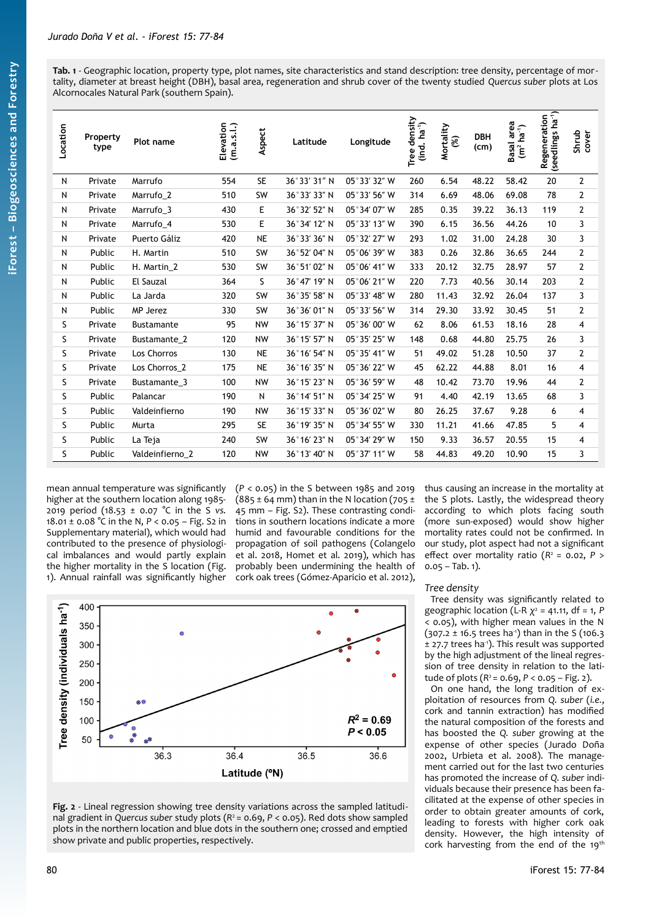**Tab. 1** - Geographic location, property type, plot names, site characteristics and stand description: tree density, percentage of mortality, diameter at breast height (DBH), basal area, regeneration and shrub cover of the twenty studied *Quercus suber* plots at Los Alcornocales Natural Park (southern Spain).

| Location | Property type | Plot name | Elevation (m.a.s.l.) | Aspect | Latitude | Longitude | Tree density (ind. ha⁻¹) | Mortality (%) | DBH (cm) | Basal area (m² ha⁻¹) | Regeneration (seedlings ha⁻¹) | Shrub cover |
|---|---|---|---|---|---|---|---|---|---|---|---|---|
| N | Private | Marrufo | 554 | SE | 36° 33′ 31″ N | 05° 33′ 32″ W | 260 | 6.54 | 48.22 | 58.42 | 20 | 2 |
| N | Private | Marrufo_2 | 510 | SW | 36° 33′ 33″ N | 05° 33′ 56″ W | 314 | 6.69 | 48.06 | 69.08 | 78 | 2 |
| N | Private | Marrufo_3 | 430 | E | 36° 32′ 52″ N | 05° 34′ 07″ W | 285 | 0.35 | 39.22 | 36.13 | 119 | 2 |
| N | Private | Marrufo_4 | 530 | E | 36° 34′ 12″ N | 05° 33′ 13″ W | 390 | 6.15 | 36.56 | 44.26 | 10 | 3 |
| N | Private | Puerto Gáliz | 420 | NE | 36° 33′ 36″ N | 05° 32′ 27″ W | 293 | 1.02 | 31.00 | 24.28 | 30 | 3 |
| N | Public | H. Martin | 510 | SW | 36° 52′ 04″ N | 05° 06′ 39″ W | 383 | 0.26 | 32.86 | 36.65 | 244 | 2 |
| N | Public | H. Martin_2 | 530 | SW | 36° 51′ 02″ N | 05° 06′ 41″ W | 333 | 20.12 | 32.75 | 28.97 | 57 | 2 |
| N | Public | El Sauzal | 364 | S | 36° 47′ 19″ N | 05° 06′ 21″ W | 220 | 7.73 | 40.56 | 30.14 | 203 | 2 |
| N | Public | La Jarda | 320 | SW | 36° 35′ 58″ N | 05° 33′ 48″ W | 280 | 11.43 | 32.92 | 26.04 | 137 | 3 |
| N | Public | MP Jerez | 330 | SW | 36° 36′ 01″ N | 05° 33′ 56″ W | 314 | 29.30 | 33.92 | 30.45 | 51 | 2 |
| S | Private | Bustamante | 95 | NW | 36° 15′ 37″ N | 05° 36′ 00″ W | 62 | 8.06 | 61.53 | 18.16 | 28 | 4 |
| S | Private | Bustamante_2 | 120 | NW | 36° 15′ 57″ N | 05° 35′ 25″ W | 148 | 0.68 | 44.80 | 25.75 | 26 | 3 |
| S | Private | Los Chorros | 130 | NE | 36° 16′ 54″ N | 05° 35′ 41″ W | 51 | 49.02 | 51.28 | 10.50 | 37 | 2 |
| S | Private | Los Chorros_2 | 175 | NE | 36° 16′ 35″ N | 05° 36′ 22″ W | 45 | 62.22 | 44.88 | 8.01 | 16 | 4 |
| S | Private | Bustamante_3 | 100 | NW | 36° 15′ 23″ N | 05° 36′ 59″ W | 48 | 10.42 | 73.70 | 19.96 | 44 | 2 |
| S | Public | Palancar | 190 | N | 36° 14′ 51″ N | 05° 34′ 25″ W | 91 | 4.40 | 42.19 | 13.65 | 68 | 3 |
| S | Public | Valdeinfierno | 190 | NW | 36° 15′ 33″ N | 05° 36′ 02″ W | 80 | 26.25 | 37.67 | 9.28 | 6 | 4 |
| S | Public | Murta | 295 | SE | 36° 19′ 35″ N | 05° 34′ 55″ W | 330 | 11.21 | 41.66 | 47.85 | 5 | 4 |
| S | Public | La Teja | 240 | SW | 36° 16′ 23″ N | 05° 34′ 29″ W | 150 | 9.33 | 36.57 | 20.55 | 15 | 4 |
| S | Public | Valdeinfierno_2 | 120 | NW | 36° 13′ 40″ N | 05° 37′ 11″ W | 58 | 44.83 | 49.20 | 10.90 | 15 | 3 |

mean annual temperature was significantly higher at the southern location along 1985-2019 period (18.53 ± 0.07 °C in the S *vs.* 18.01 ± 0.08 °C in the N, $P < 0.05$ – Fig. S2 in Supplementary material), which would had contributed to the presence of physiological imbalances and would partly explain the higher mortality in the S location (Fig. 1). Annual rainfall was significantly higher ($P < 0.05$) in the S between 1985 and 2019 (885 ± 64 mm) than in the N location (705 ± 45 mm – Fig. S2). These contrasting conditions in southern locations indicate a more humid and favourable conditions for the propagation of soil pathogens (Colangelo et al. 2018, Homet et al. 2019), which has probably been undermining the health of cork oak trees (Gómez-Aparicio et al. 2012), thus causing an increase in the mortality at the S plots. Lastly, the widespread theory according to which plots facing south (more sun-exposed) would show higher mortality rates could not be confirmed. In our study, plot aspect had not a significant effect over mortality ratio ($R^2 = 0.02$, $P > 0.05$ – Tab. 1).

Fig. 2 - Lineal regression showing tree density variations across the sampled latitudinal gradient in *Quercus suber* study plots ($R^2 = 0.69$, $P < 0.05$). Red dots show sampled plots in the northern location and blue dots in the southern one; crossed and emptied show private and public properties, respectively.

### Tree density

Tree density was significantly related to geographic location (L-R $\chi^2 = 41.11$, df = 1, $P < 0.05$), with higher mean values in the N (307.2 ± 16.5 trees ha⁻¹) than in the S (106.3 ± 27.7 trees ha⁻¹). This result was supported by the high adjustment of the lineal regression of tree density in relation to the latitude of plots ($R^2 = 0.69$, $P < 0.05$ – Fig. 2).

On one hand, the long tradition of exploitation of resources from *Q. suber* (*i.e.*, cork and tannin extraction) has modified the natural composition of the forests and has boosted the *Q. suber* growing at the expense of other species (Jurado Doña 2002, Urbieta et al. 2008). The management carried out for the last two centuries has promoted the increase of *Q. suber* individuals because their presence has been facilitated at the expense of other species in order to obtain greater amounts of cork, leading to forests with higher cork oak density. However, the high intensity of cork harvesting from the end of the 19th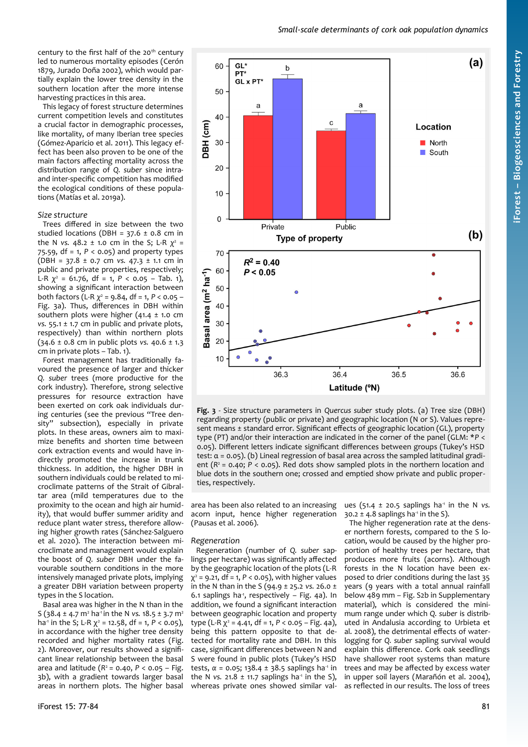century to the first half of the 20[th] century led to numerous mortality episodes (Cerón 1879, Jurado Doña 2002), which would partially explain the lower tree density in the southern location after the more intense harvesting practices in this area.

This legacy of forest structure determines current competition levels and constitutes a crucial factor in demographic processes, like mortality, of many Iberian tree species (Gómez-Aparicio et al. 2011). This legacy effect has been also proven to be one of the main factors affecting mortality across the distribution range of *Q. suber* since intra- and inter-specific competition has modified the ecological conditions of these populations (Matías et al. 2019a).

### Size structure

Trees differed in size between the two studied locations (DBH = 37.6 ± 0.8 cm in the N *vs.* 48.2 ± 1.0 cm in the S; L-R $\chi^2$ = 75.59, df = 1, $P < 0.05$) and property types (DBH = 37.8 ± 0.7 cm *vs.* 47.3 ± 1.1 cm in public and private properties, respectively; L-R $\chi^2$ = 61.76, df = 1, $P < 0.05$ – Tab. 1), showing a significant interaction between both factors (L-R $\chi^2$ = 9.84, df = 1, $P < 0.05$ – Fig. 3a). Thus, differences in DBH within southern plots were higher (41.4 ± 1.0 cm *vs.* 55.1 ± 1.7 cm in public and private plots, respectively) than within northern plots (34.6 ± 0.8 cm in public plots *vs.* 40.6 ± 1.3 cm in private plots – Tab. 1).

Forest management has traditionally favoured the presence of larger and thicker *Q. suber* trees (more productive for the cork industry). Therefore, strong selective pressures for resource extraction have been exerted on cork oak individuals during centuries (see the previous "Tree density" subsection), especially in private plots. In these areas, owners aim to maximize benefits and shorten time between cork extraction events and would have indirectly promoted the increase in trunk thickness. In addition, the higher DBH in southern individuals could be related to microclimate patterns of the Strait of Gibraltar area (mild temperatures due to the proximity to the ocean and high air humidity), that would buffer summer aridity and reduce plant water stress, therefore allowing higher growth rates (Sánchez-Salguero et al. 2020). The interaction between microclimate and management would explain the boost of *Q. suber* DBH under the favourable southern conditions in the more intensively managed private plots, implying a greater DBH variation between property types in the S location.

Basal area was higher in the N than in the S (38.4 ± 4.7 m² ha⁻¹ in the N *vs.* 18.5 ± 3.7 m² ha⁻¹ in the S; L-R $\chi^2$ = 12.58, df = 1, $P < 0.05$), in accordance with the higher tree density recorded and higher mortality rates (Fig. 2). Moreover, our results showed a significant linear relationship between the basal area and latitude ($R^2$ = 0.40, $P < 0.05$ – Fig. 3b), with a gradient towards larger basal areas in northern plots. The higher basal area has been also related to an increasing acorn input, hence higher regeneration (Pausas et al. 2006).

Fig. 3 - Size structure parameters in *Quercus suber* study plots. (a) Tree size (DBH) regarding property (public or private) and geographic location (N or S). Values represent means ± standard error. Significant effects of geographic location (GL), property type (PT) and/or their interaction are indicated in the corner of the panel (GLM: *$P$ < 0.05). Different letters indicate significant differences between groups (Tukey's HSD test: α = 0.05). (b) Lineal regression of basal area across the sampled latitudinal gradient ($R^2$ = 0.40; $P < 0.05$). Red dots show sampled plots in the northern location and blue dots in the southern one; crossed and emptied show private and public properties, respectively.

### Regeneration

Regeneration (number of *Q. suber* saplings per hectare) was significantly affected by the geographic location of the plots (L-R $\chi^2$ = 9.21, df = 1, $P < 0.05$), with higher values in the N than in the S (94.9 ± 25.2 *vs.* 26.0 ± 6.1 saplings ha⁻¹, respectively – Fig. 4a). In addition, we found a significant interaction between geographic location and property type (L-R $\chi^2$ = 4.41, df = 1, $P < 0.05$ – Fig. 4a), being this pattern opposite to that detected for mortality rate and DBH. In this case, significant differences between N and S were found in public plots (Tukey's HSD tests, α = 0.05; 138.4 ± 38.5 saplings ha⁻¹ in the N *vs.* 21.8 ± 11.7 saplings ha⁻¹ in the S), whereas private ones showed similar values (51.4 ± 20.5 saplings ha⁻¹ in the N *vs.* 30.2 ± 4.8 saplings ha⁻¹ in the S).

The higher regeneration rate at the denser northern forests, compared to the S location, would be caused by the higher proportion of healthy trees per hectare, that produces more fruits (acorns). Although forests in the N location have been exposed to drier conditions during the last 35 years (9 years with a total annual rainfall below 489 mm – Fig. S2b in Supplementary material), which is considered the minimum range under which *Q. suber* is distributed in Andalusia according to Urbieta et al. 2008), the detrimental effects of waterlogging for *Q. suber* sapling survival would explain this difference. Cork oak seedlings have shallower root systems than mature trees and may be affected by excess water in upper soil layers (Marañón et al. 2004), as reflected in our results. The loss of trees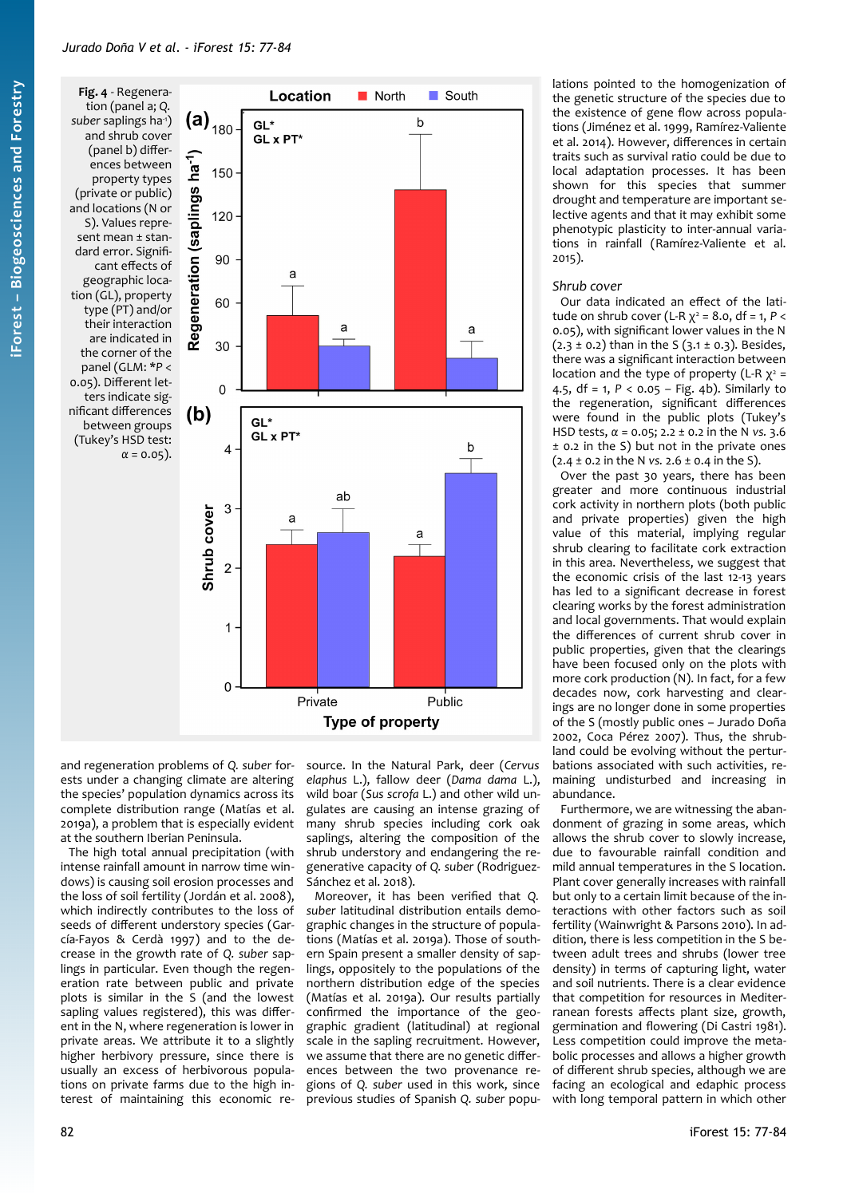**Fig. 4** - Regeneration (panel a; *Q. suber* saplings ha$^{-1}$) and shrub cover (panel b) differences between property types (private or public) and locations (N or S). Values represent mean ± standard error. Significant effects of geographic location (GL), property type (PT) and/or their interaction are indicated in the corner of the panel (GLM: *P < 0.05). Different letters indicate significant differences between groups (Tukey's HSD test: α = 0.05).

and regeneration problems of *Q. suber* forests under a changing climate are altering the species' population dynamics across its complete distribution range (Matías et al. 2019a), a problem that is especially evident at the southern Iberian Peninsula.

The high total annual precipitation (with intense rainfall amount in narrow time windows) is causing soil erosion processes and the loss of soil fertility (Jordán et al. 2008), which indirectly contributes to the loss of seeds of different understory species (García-Fayos & Cerdà 1997) and to the decrease in the growth rate of *Q. suber* saplings in particular. Even though the regeneration rate between public and private plots is similar in the S (and the lowest sapling values registered), this was different in the N, where regeneration is lower in private areas. We attribute it to a slightly higher herbivory pressure, since there is usually an excess of herbivorous populations on private farms due to the high interest of maintaining this economic resource. In the Natural Park, deer (*Cervus elaphus* L.), fallow deer (*Dama dama* L.), wild boar (*Sus scrofa* L.) and other wild ungulates are causing an intense grazing of many shrub species including cork oak saplings, altering the composition of the shrub understory and endangering the regenerative capacity of *Q. suber* (Rodriguez-Sánchez et al. 2018).

Moreover, it has been verified that *Q. suber* latitudinal distribution entails demographic changes in the structure of populations (Matías et al. 2019a). Those of southern Spain present a smaller density of saplings, oppositely to the populations of the northern distribution edge of the species (Matías et al. 2019a). Our results partially confirmed the importance of the geographic gradient (latitudinal) at regional scale in the sapling recruitment. However, we assume that there are no genetic differences between the two provenance regions of *Q. suber* used in this work, since previous studies of Spanish *Q. suber* populations pointed to the homogenization of the genetic structure of the species due to the existence of gene flow across populations (Jiménez et al. 1999, Ramírez-Valiente et al. 2014). However, differences in certain traits such as survival ratio could be due to local adaptation processes. It has been shown for this species that summer drought and temperature are important selective agents and that it may exhibit some phenotypic plasticity to inter-annual variations in rainfall (Ramírez-Valiente et al. 2015).

### Shrub cover

Our data indicated an effect of the latitude on shrub cover (L-R $\chi^2$ = 8.0, df = 1, $P$ < 0.05), with significant lower values in the N (2.3 ± 0.2) than in the S (3.1 ± 0.3). Besides, there was a significant interaction between location and the type of property (L-R $\chi^2$ = 4.5, df = 1, $P$ < 0.05 – Fig. 4b). Similarly to the regeneration, significant differences were found in the public plots (Tukey's HSD tests, α = 0.05; 2.2 ± 0.2 in the N *vs.* 3.6 ± 0.2 in the S) but not in the private ones (2.4 ± 0.2 in the N *vs.* 2.6 ± 0.4 in the S).

Over the past 30 years, there has been greater and more continuous industrial cork activity in northern plots (both public and private properties) given the high value of this material, implying regular shrub clearing to facilitate cork extraction in this area. Nevertheless, we suggest that the economic crisis of the last 12-13 years has led to a significant decrease in forest clearing works by the forest administration and local governments. That would explain the differences of current shrub cover in public properties, given that the clearings have been focused only on the plots with more cork production (N). In fact, for a few decades now, cork harvesting and clearings are no longer done in some properties of the S (mostly public ones – Jurado Doña 2002, Coca Pérez 2007). Thus, the shrubland could be evolving without the perturbations associated with such activities, remaining undisturbed and increasing in abundance.

Furthermore, we are witnessing the abandonment of grazing in some areas, which allows the shrub cover to slowly increase, due to favourable rainfall condition and mild annual temperatures in the S location. Plant cover generally increases with rainfall but only to a certain limit because of the interactions with other factors such as soil fertility (Wainwright & Parsons 2010). In addition, there is less competition in the S between adult trees and shrubs (lower tree density) in terms of capturing light, water and soil nutrients. There is a clear evidence that competition for resources in Mediterranean forests affects plant size, growth, germination and flowering (Di Castri 1981). Less competition could improve the metabolic processes and allows a higher growth of different shrub species, although we are facing an ecological and edaphic process with long temporal pattern in which other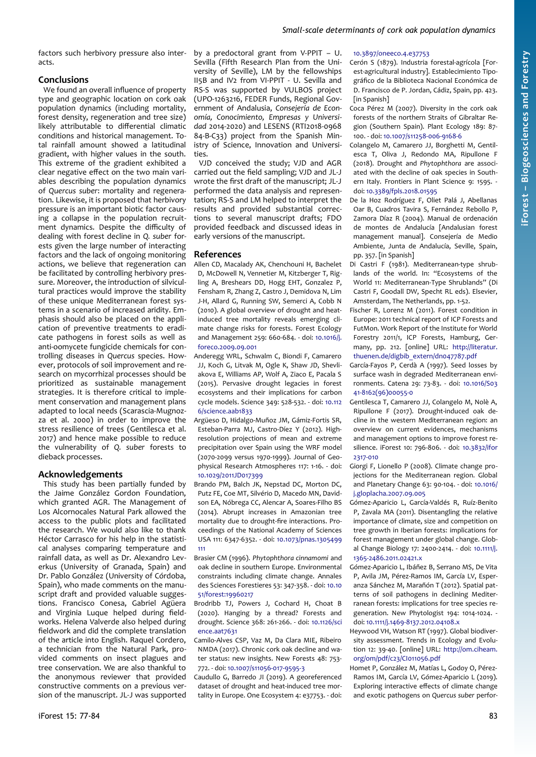factors such herbivory pressure also interacts.

## Conclusions

We found an overall influence of property type and geographic location on cork oak population dynamics (including mortality, forest density, regeneration and tree size) likely attributable to differential climatic conditions and historical management. Total rainfall amount showed a latitudinal gradient, with higher values in the south. This extreme of the gradient exhibited a clear negative effect on the two main variables describing the population dynamics of *Quercus suber*: mortality and regeneration. Likewise, it is proposed that herbivory pressure is an important biotic factor causing a collapse in the population recruitment dynamics. Despite the difficulty of dealing with forest decline in *Q. suber* forests given the large number of interacting factors and the lack of ongoing monitoring actions, we believe that regeneration can be facilitated by controlling herbivory pressure. Moreover, the introduction of silvicultural practices would improve the stability of these unique Mediterranean forest systems in a scenario of increased aridity. Emphasis should also be placed on the application of preventive treatments to eradicate pathogens in forest soils as well as anti-oomycete fungicide chemicals for controlling diseases in *Quercus* species. However, protocols of soil improvement and research on mycorrhizal processes should be prioritized as sustainable management strategies. It is therefore critical to implement conservation and management plans adapted to local needs (Scarascia-Mugnozza et al. 2000) in order to improve the stress resilience of trees (Gentilesca et al. 2017) and hence make possible to reduce the vulnerability of *Q. suber* forests to dieback processes.

## Acknowledgements

This study has been partially funded by the Jaime González Gordon Foundation, which granted AGR. The Management of Los Alcornocales Natural Park allowed the access to the public plots and facilitated the research. We would also like to thank Héctor Carrasco for his help in the statistical analyses comparing temperature and rainfall data, as well as Dr. Alexandro Leverkus (University of Granada, Spain) and Dr. Pablo González (University of Córdoba, Spain), who made comments on the manuscript draft and provided valuable suggestions. Francisco Conesa, Gabriel Agüera and Virginia Luque helped during fieldworks. Helena Valverde also helped during fieldwork and did the complete translation of the article into English. Raquel Cordero, a technician from the Natural Park, provided comments on insect plagues and tree conservation. We are also thankful to the anonymous reviewer that provided constructive comments on a previous version of the manuscript. JL-J was supported by a predoctoral grant from V-PPIT – U. Sevilla (Fifth Research Plan from the University of Seville), LM by the fellowships II5B and IV2 from VI-PPIT - U. Sevilla and RS-S was supported by VULBOS project (UPO-1263216, FEDER Funds, Regional Government of Andalusia, *Consejería de Economía, Conocimiento, Empresas y Universidad* 2014-2020) and LESENS (RTI2018-096884-B-C33) project from the Spanish Ministry of Science, Innovation and Universities.

VJD conceived the study; VJD and AGR carried out the field sampling; VJD and JL-J wrote the first draft of the manuscript; JL-J performed the data analysis and representation; RS-S and LM helped to interpret the results and provided substantial corrections to several manuscript drafts; FDO provided feedback and discussed ideas in early versions of the manuscript.

## References

Allen CD, Macalady AK, Chenchouni H, Bachelet D, McDowell N, Vennetier M, Kitzberger T, Rigling A, Breshears DD, Hogg EHT, Gonzalez P, Fensham R, Zhang Z, Castro J, Demidova N, Lim J-H, Allard G, Running SW, Semerci A, Cobb N (2010). A global overview of drought and heat-induced tree mortality reveals emerging climate change risks for forests. Forest Ecology and Management 259: 660-684. - doi: 10.1016/j.foreco.2009.09.001

Anderegg WRL, Schwalm C, Biondi F, Camarero JJ, Koch G, Litvak M, Ogle K, Shaw JD, Shevliakova E, Williams AP, Wolf A, Ziaco E, Pacala S (2015). Pervasive drought legacies in forest ecosystems and their implications for carbon cycle models. Science 349: 528-532. - doi: 10.1126/science.aab1833

Argüeso D, Hidalgo-Muñoz JM, Gámiz-Fortis SR, Esteban-Parra MJ, Castro-Díez Y (2012). High-resolution projections of mean and extreme precipitation over Spain using the WRF model (2070-2099 versus 1970-1999). Journal of Geophysical Research Atmospheres 117: 1-16. - doi: 10.1029/2011JD017399

Brando PM, Balch JK, Nepstad DC, Morton DC, Putz FE, Coe MT, Silvério D, Macedo MN, Davidson EA, Nóbrega CC, Alencar A, Soares-Filho BS (2014). Abrupt increases in Amazonian tree mortality due to drought-fire interactions. Proceedings of the National Academy of Sciences USA 111: 6347-6352. - doi: 10.1073/pnas.1305499111

Brasier CM (1996). *Phytophthora cinnamomi* and oak decline in southern Europe. Environmental constraints including climate change. Annales des Sciences Forestieres 53: 347-358. - doi: 10.1051/forest:19960217

Brodribb TJ, Powers J, Cochard H, Choat B (2020). Hanging by a thread? Forests and drought. Science 368: 261-266. - doi: 10.1126/science.aat7631

Camilo-Alves CSP, Vaz M, Da Clara MIE, Ribeiro NMDA (2017). Chronic cork oak decline and water status: new insights. New Forests 48: 753-772. - doi: 10.1007/s11056-017-9595-3

Caudullo G, Barredo JI (2019). A georeferenced dataset of drought and heat-induced tree mortality in Europe. One Ecosystem 4: e37753. - doi: 10.3897/oneeco.4.e37753

Cerón S (1879). Industria forestal-agrícola [Forest-agricultural industry]. Establecimiento Tipográfico de la Biblioteca Nacional Económica de D. Francisco de P. Jordan, Cádiz, Spain, pp. 423. [in Spanish]

Coca Pérez M (2007). Diversity in the cork oak forests of the northern Straits of Gibraltar Region (Southern Spain). Plant Ecology 189: 87-100. - doi: 10.1007/s11258-006-9168-6

Colangelo M, Camarero JJ, Borghetti M, Gentilesca T, Oliva J, Redondo MA, Ripullone F (2018). Drought and *Phytophthora* are associated with the decline of oak species in Southern Italy. Frontiers in Plant Science 9: 1595. - doi: 10.3389/fpls.2018.01595

De la Hoz Rodríguez F, Oliet Palá J, Abellanas Oar B, Cuadros Tavira S, Fernández Rebollo P, Zamora Díaz R (2004). Manual de ordenación de montes de Andalucía [Andalusian forest management manual]. Consejería de Medio Ambiente, Junta de Andalucía, Seville, Spain, pp. 357. [in Spanish]

Di Castri F (1981). Mediterranean-type shrublands of the world. In: "Ecosystems of the World 11: Mediterranean-Type Shrublands" (Di Castri F, Goodall DW, Specht RL eds). Elsevier, Amsterdam, The Netherlands, pp. 1-52.

Fischer R, Lorenz M (2011). Forest condition in Europe: 2011 technical report of ICP Forests and FutMon. Work Report of the Institute for World Forestry 2011/1, ICP Forests, Hamburg, Germany, pp. 212. [online] URL: http://literatur.thuenen.de/digbib_extern/dn047787.pdf

García-Fayos P, Cerdà A (1997). Seed losses by surface wash in degraded Mediterranean environments. Catena 29: 73-83. - doi: 10.1016/S0341-8162(96)00055-0

Gentilesca T, Camarero JJ, Colangelo M, Nolè A, Ripullone F (2017). Drought-induced oak decline in the western Mediterranean region: an overview on current evidences, mechanisms and management options to improve forest resilience. iForest 10: 796-806. - doi: 10.3832/ifor2317-010

Giorgi F, Lionello P (2008). Climate change projections for the Mediterranean region. Global and Planetary Change 63: 90-104. - doi: 10.1016/j.gloplacha.2007.09.005

Gómez-Aparicio L, García-Valdés R, Ruíz-Benito P, Zavala MA (2011). Disentangling the relative importance of climate, size and competition on tree growth in Iberian forests: implications for forest management under global change. Global Change Biology 17: 2400-2414. - doi: 10.1111/j.1365-2486.2011.02421.x

Gómez-Aparicio L, Ibáñez B, Serrano MS, De Vita P, Avila JM, Pérez-Ramos IM, García LV, Esperanza Sánchez M, Marañón T (2012). Spatial patterns of soil pathogens in declining Mediterranean forests: implications for tree species regeneration. New Phytologist 194: 1014-1024. - doi: 10.1111/j.1469-8137.2012.04108.x

Heywood VH, Watson RT (1997). Global biodiversity assessment. Trends in Ecology and Evolution 12: 39-40. [online] URL: http://om.ciheam.org/om/pdf/c23/CI011056.pdf

Homet P, González M, Matías L, Godoy O, Pérez-Ramos IM, García LV, Gómez-Aparicio L (2019). Exploring interactive effects of climate change and exotic pathogens on *Quercus suber* perfor-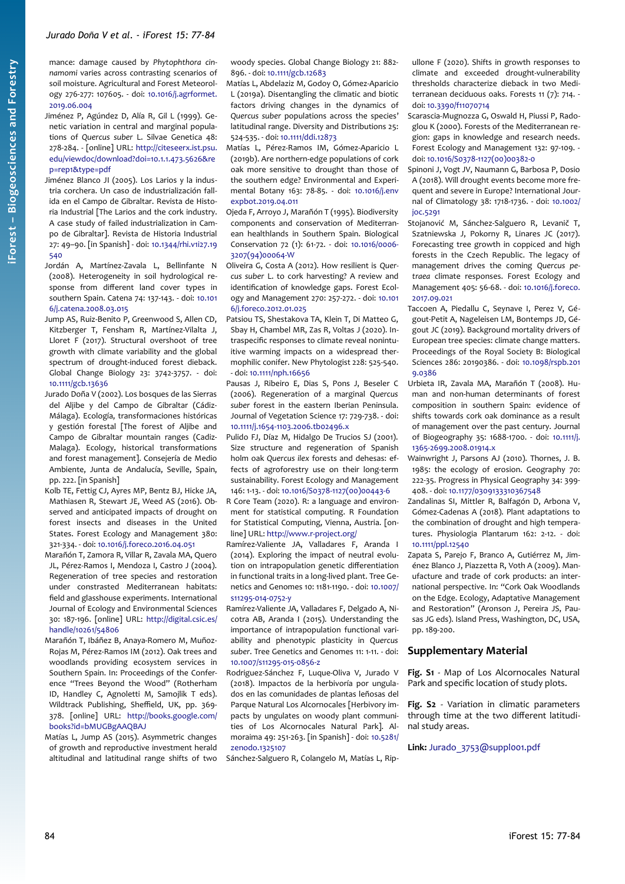mance: damage caused by *Phytophthora cinnamomi* varies across contrasting scenarios of soil moisture. Agricultural and Forest Meteorology 276-277: 107605. - doi: 10.1016/j.agrformet.2019.06.004

Jiménez P, Agúndez D, Alía R, Gil L (1999). Genetic variation in central and marginal populations of *Quercus suber* L. Silvae Genetica 48: 278-284. - [online] URL: http://citeseerx.ist.psu.edu/viewdoc/download?doi=10.1.1.473.5626&rep=rep1&type=pdf

Jiménez Blanco JI (2005). Los Larios y la industria corchera. Un caso de industrialización fallida en el Campo de Gibraltar. Revista de Historia Industrial [The Larios and the cork industry. A case study of failed industrialization in Campo de Gibraltar]. Revista de Historia Industrial 27: 49-90. [in Spanish] - doi: 10.1344/rhi.v1i27.19540

Jordán A, Martínez-Zavala L, Bellinfante N (2008). Heterogeneity in soil hydrological response from different land cover types in southern Spain. Catena 74: 137-143. - doi: 10.1016/j.catena.2008.03.015

Jump AS, Ruiz-Benito P, Greenwood S, Allen CD, Kitzberger T, Fensham R, Martínez-Vilalta J, Lloret F (2017). Structural overshoot of tree growth with climate variability and the global spectrum of drought-induced forest dieback. Global Change Biology 23: 3742-3757. - doi: 10.1111/gcb.13636

Jurado Doña V (2002). Los bosques de las Sierras del Aljibe y del Campo de Gibraltar (Cádiz-Málaga). Ecología, transformaciones históricas y gestión forestal [The forest of Aljibe and Campo de Gibraltar mountain ranges (Cadiz-Malaga). Ecology, historical transformations and forest management]. Consejería de Medio Ambiente, Junta de Andalucía, Seville, Spain, pp. 222. [in Spanish]

Kolb TE, Fettig CJ, Ayres MP, Bentz BJ, Hicke JA, Mathiasen R, Stewart JE, Weed AS (2016). Observed and anticipated impacts of drought on forest insects and diseases in the United States. Forest Ecology and Management 380: 321-334. - doi: 10.1016/j.foreco.2016.04.051

Marañón T, Zamora R, Villar R, Zavala MA, Quero JL, Pérez-Ramos I, Mendoza I, Castro J (2004). Regeneration of tree species and restoration under constrasted Mediterranean habitats: field and glasshouse experiments. International Journal of Ecology and Environmental Sciences 30: 187-196. [online] URL: http://digital.csic.es/handle/10261/54806

Marañón T, Ibáñez B, Anaya-Romero M, Muñoz-Rojas M, Pérez-Ramos IM (2012). Oak trees and woodlands providing ecosystem services in Southern Spain. In: Proceedings of the Conference "Trees Beyond the Wood" (Rotherham ID, Handley C, Agnoletti M, Samojlik T eds). Wildtrack Publishing, Sheffield, UK, pp. 369-378. [online] URL: http://books.google.com/books?id=bMUGBgAAQBAJ

Matías L, Jump AS (2015). Asymmetric changes of growth and reproductive investment herald altitudinal and latitudinal range shifts of two woody species. Global Change Biology 21: 882-896. - doi: 10.1111/gcb.12683

Matías L, Abdelaziz M, Godoy O, Gómez-Aparicio L (2019a). Disentangling the climatic and biotic factors driving changes in the dynamics of *Quercus suber* populations across the species' latitudinal range. Diversity and Distributions 25: 524-535. - doi: 10.1111/ddi.12873

Matías L, Pérez-Ramos IM, Gómez-Aparicio L (2019b). Are northern-edge populations of cork oak more sensitive to drought than those of the southern edge? Environmental and Experimental Botany 163: 78-85. - doi: 10.1016/j.envexpbot.2019.04.011

Ojeda F, Arroyo J, Marañón T (1995). Biodiversity components and conservation of Mediterranean heathlands in Southern Spain. Biological Conservation 72 (1): 61-72. - doi: 10.1016/0006-3207(94)00064-W

Oliveira G, Costa A (2012). How resilient is *Quercus suber* L. to cork harvesting? A review and identification of knowledge gaps. Forest Ecology and Management 270: 257-272. - doi: 10.1016/j.foreco.2012.01.025

Patsiou TS, Shestakova TA, Klein T, Di Matteo G, Sbay H, Chambel MR, Zas R, Voltas J (2020). Intraspecific responses to climate reveal nonintuitive warming impacts on a widespread thermophilic conifer. New Phytologist 228: 525-540. - doi: 10.1111/nph.16656

Pausas J, Ribeiro E, Dias S, Pons J, Beseler C (2006). Regeneration of a marginal *Quercus suber* forest in the eastern Iberian Peninsula. Journal of Vegetation Science 17: 729-738. - doi: 10.1111/j.1654-1103.2006.tb02496.x

Pulido FJ, Díaz M, Hidalgo De Trucios SJ (2001). Size structure and regeneration of Spanish holm oak *Quercus ilex* forests and dehesas: effects of agroforestry use on their long-term sustainability. Forest Ecology and Management 146: 1-13. - doi: 10.1016/S0378-1127(00)00443-6

R Core Team (2020). R: a language and environment for statistical computing. R Foundation for Statistical Computing, Vienna, Austria. [online] URL: http://www.r-project.org/

Ramírez-Valiente JA, Valladares F, Aranda I (2014). Exploring the impact of neutral evolution on intrapopulation genetic differentiation in functional traits in a long-lived plant. Tree Genetics and Genomes 10: 1181-1190. - doi: 10.1007/s11295-014-0752-y

Ramírez-Valiente JA, Valladares F, Delgado A, Nicotra AB, Aranda I (2015). Understanding the importance of intrapopulation functional variability and phenotypic plasticity in *Quercus suber*. Tree Genetics and Genomes 11: 1-11. - doi: 10.1007/s11295-015-0856-z

Rodriguez-Sánchez F, Luque-Oliva V, Jurado V (2018). Impactos de la herbivoría por ungulados en las comunidades de plantas leñosas del Parque Natural Los Alcornocales [Herbivory impacts by ungulates on woody plant communities of Los Alcornocales Natural Park]. Almoraima 49: 251-263. [in Spanish] - doi: 10.5281/zenodo.1325107

Sánchez-Salguero R, Colangelo M, Matías L, Ripullone F (2020). Shifts in growth responses to climate and exceeded drought-vulnerability thresholds characterize dieback in two Mediterranean deciduous oaks. Forests 11 (7): 714. - doi: 10.3390/f11070714

Scarascia-Mugnozza G, Oswald H, Piussi P, Radoglou K (2000). Forests of the Mediterranean region: gaps in knowledge and research needs. Forest Ecology and Management 132: 97-109. - doi: 10.1016/S0378-1127(00)00382-0

Spinoni J, Vogt JV, Naumann G, Barbosa P, Dosio A (2018). Will drought events become more frequent and severe in Europe? International Journal of Climatology 38: 1718-1736. - doi: 10.1002/joc.5291

Stojanović M, Sánchez-Salguero R, Levanič T, Szatniewska J, Pokorny R, Linares JC (2017). Forecasting tree growth in coppiced and high forests in the Czech Republic. The legacy of management drives the coming *Quercus petraea* climate responses. Forest Ecology and Management 405: 56-68. - doi: 10.1016/j.foreco.2017.09.021

Taccoen A, Piedallu C, Seynave I, Perez V, Gégout-Petit A, Nageleisen LM, Bontemps JD, Gégout JC (2019). Background mortality drivers of European tree species: climate change matters. Proceedings of the Royal Society B: Biological Sciences 286: 20190386. - doi: 10.1098/rspb.2019.0386

Urbieta IR, Zavala MA, Marañón T (2008). Human and non-human determinants of forest composition in southern Spain: evidence of shifts towards cork oak dominance as a result of management over the past century. Journal of Biogeography 35: 1688-1700. - doi: 10.1111/j.1365-2699.2008.01914.x

Wainwright J, Parsons AJ (2010). Thornes, J. B. 1985: the ecology of erosion. Geography 70: 222-35. Progress in Physical Geography 34: 399-408. - doi: 10.1177/0309133310367548

Zandalinas SI, Mittler R, Balfagón D, Arbona V, Gómez-Cadenas A (2018). Plant adaptations to the combination of drought and high temperatures. Physiologia Plantarum 162: 2-12. - doi: 10.1111/ppl.12540

Zapata S, Parejo F, Branco A, Gutiérrez M, Jiménez Blanco J, Piazzetta R, Voth A (2009). Manufacture and trade of cork products: an international perspective. In: "Cork Oak Woodlands on the Edge. Ecology, Adaptative Management and Restoration" (Aronson J, Pereira JS, Pausas JG eds). Island Press, Washington, DC, USA, pp. 189-200.

## Supplementary Material

**Fig. S1** - Map of Los Alcornocales Natural Park and specific location of study plots.

**Fig. S2** - Variation in climatic parameters through time at the two different latitudinal study areas.

**Link:** Jurado_3753@suppl001.pdf